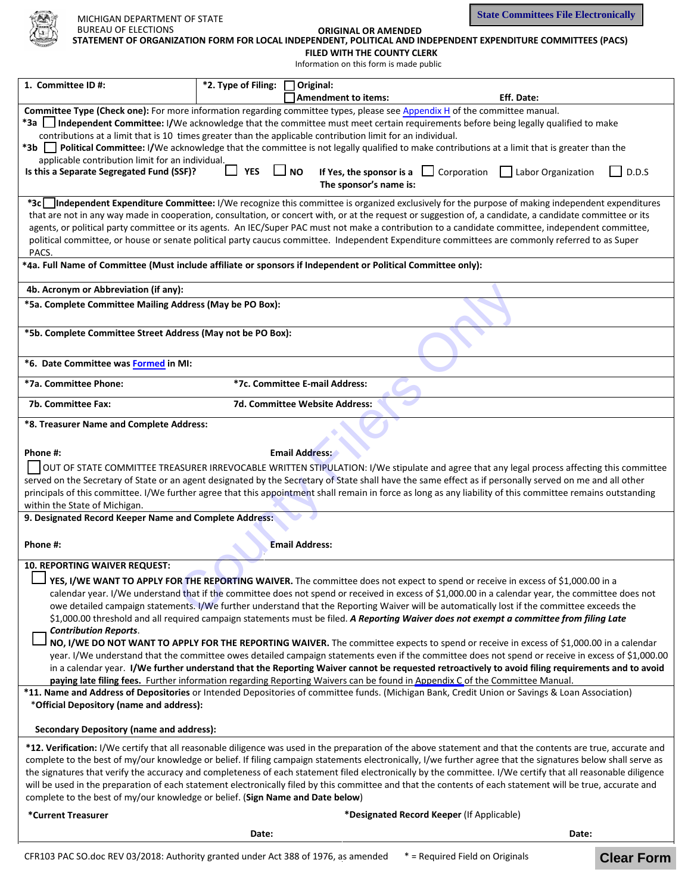MICHIGAN DEPARTMENT OF STATE
BUREAU OF ELECTIONS

State Committees File Electronically

# ORIGINAL OR AMENDED
# STATEMENT OF ORGANIZATION FORM FOR LOCAL INDEPENDENT, POLITICAL AND INDEPENDENT EXPENDITURE COMMITTEES (PACS)
## FILED WITH THE COUNTY CLERK

Information on this form is made public

**1. Committee ID #:**

***2. Type of Filing:** ☐ **Original:**
☐ **Amendment to items:** **Eff. Date:**

**Committee Type (Check one):** For more information regarding committee types, please see Appendix H of the committee manual.

***3a** ☐ **Independent Committee:** I/We acknowledge that the committee must meet certain requirements before being legally qualified to make contributions at a limit that is 10 times greater than the applicable contribution limit for an individual.

***3b** ☐ **Political Committee:** I/We acknowledge that the committee is not legally qualified to make contributions at a limit that is greater than the applicable contribution limit for an individual.

**Is this a Separate Segregated Fund (SSF)?** ☐ **YES** ☐ **NO** **If Yes, the sponsor is a** ☐ Corporation ☐ Labor Organization ☐ D.D.S
**The sponsor's name is:**

***3c** ☐ **Independent Expenditure Committee:** I/We recognize this committee is organized exclusively for the purpose of making independent expenditures that are not in any way made in cooperation, consultation, or concert with, or at the request or suggestion of, a candidate, a candidate committee or its agents, or political party committee or its agents. An IEC/Super PAC must not make a contribution to a candidate committee, independent committee, political committee, or house or senate political party caucus committee. Independent Expenditure committees are commonly referred to as Super PACS.

***4a. Full Name of Committee (Must include affiliate or sponsors if Independent or Political Committee only):**

**4b. Acronym or Abbreviation (if any):**

***5a. Complete Committee Mailing Address (May be PO Box):**

***5b. Complete Committee Street Address (May not be PO Box):**

***6. Date Committee was Formed in MI:**

***7a. Committee Phone:** ***7c. Committee E-mail Address:**

**7b. Committee Fax:** **7d. Committee Website Address:**

***8. Treasurer Name and Complete Address:**

**Phone #:** **Email Address:**

☐ OUT OF STATE COMMITTEE TREASURER IRREVOCABLE WRITTEN STIPULATION: I/We stipulate and agree that any legal process affecting this committee served on the Secretary of State or an agent designated by the Secretary of State shall have the same effect as if personally served on me and all other principals of this committee. I/We further agree that this appointment shall remain in force as long as any liability of this committee remains outstanding within the State of Michigan.

**9. Designated Record Keeper Name and Complete Address:**

**Phone #:** **Email Address:**

**10. REPORTING WAIVER REQUEST:**

☐ **YES, I/WE WANT TO APPLY FOR THE REPORTING WAIVER.** The committee does not expect to spend or receive in excess of $1,000.00 in a calendar year. I/We understand that if the committee does not spend or received in excess of $1,000.00 in a calendar year, the committee does not owe detailed campaign statements. I/We further understand that the Reporting Waiver will be automatically lost if the committee exceeds the $1,000.00 threshold and all required campaign statements must be filed. ***A Reporting Waiver does not exempt a committee from filing Late Contribution Reports***.

☐ **NO, I/WE DO NOT WANT TO APPLY FOR THE REPORTING WAIVER.** The committee expects to spend or receive in excess of $1,000.00 in a calendar year. I/We understand that the committee owes detailed campaign statements even if the committee does not spend or receive in excess of $1,000.00 in a calendar year. **I/We further understand that the Reporting Waiver cannot be requested retroactively to avoid filing requirements and to avoid paying late filing fees.** Further information regarding Reporting Waivers can be found in Appendix C of the Committee Manual.

***11. Name and Address of Depositories** or Intended Depositories of committee funds. (Michigan Bank, Credit Union or Savings & Loan Association)

***Official Depository (name and address):**

**Secondary Depository (name and address):**

***12. Verification:** I/We certify that all reasonable diligence was used in the preparation of the above statement and that the contents are true, accurate and complete to the best of my/our knowledge or belief. If filing campaign statements electronically, I/we further agree that the signatures below shall serve as the signatures that verify the accuracy and completeness of each statement filed electronically by the committee. I/We certify that all reasonable diligence will be used in the preparation of each statement electronically filed by this committee and that the contents of each statement will be true, accurate and complete to the best of my/our knowledge or belief. (**Sign Name and Date below**)

***Current Treasurer** ***Designated Record Keeper** (If Applicable)

**Date:** **Date:**

CFR103 PAC SO.doc REV 03/2018: Authority granted under Act 388 of 1976, as amended * = Required Field on Originals

Clear Form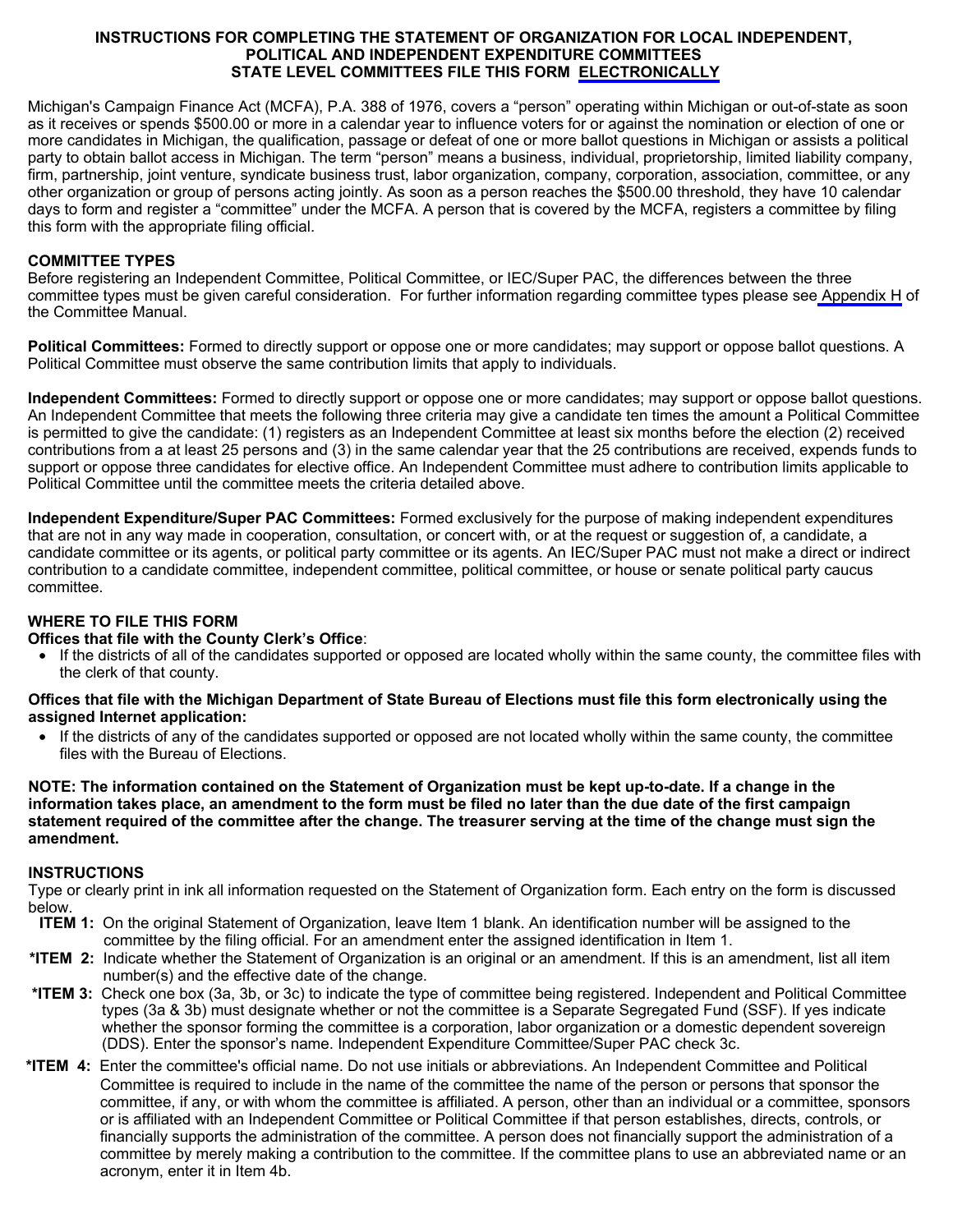# INSTRUCTIONS FOR COMPLETING THE STATEMENT OF ORGANIZATION FOR LOCAL INDEPENDENT, POLITICAL AND INDEPENDENT EXPENDITURE COMMITTEES
## STATE LEVEL COMMITTEES FILE THIS FORM ELECTRONICALLY

Michigan's Campaign Finance Act (MCFA), P.A. 388 of 1976, covers a "person" operating within Michigan or out-of-state as soon as it receives or spends $500.00 or more in a calendar year to influence voters for or against the nomination or election of one or more candidates in Michigan, the qualification, passage or defeat of one or more ballot questions in Michigan or assists a political party to obtain ballot access in Michigan. The term "person" means a business, individual, proprietorship, limited liability company, firm, partnership, joint venture, syndicate business trust, labor organization, company, corporation, association, committee, or any other organization or group of persons acting jointly. As soon as a person reaches the $500.00 threshold, they have 10 calendar days to form and register a "committee" under the MCFA. A person that is covered by the MCFA, registers a committee by filing this form with the appropriate filing official.

**COMMITTEE TYPES**

Before registering an Independent Committee, Political Committee, or IEC/Super PAC, the differences between the three committee types must be given careful consideration. For further information regarding committee types please see Appendix H of the Committee Manual.

**Political Committees:** Formed to directly support or oppose one or more candidates; may support or oppose ballot questions. A Political Committee must observe the same contribution limits that apply to individuals.

**Independent Committees:** Formed to directly support or oppose one or more candidates; may support or oppose ballot questions. An Independent Committee that meets the following three criteria may give a candidate ten times the amount a Political Committee is permitted to give the candidate: (1) registers as an Independent Committee at least six months before the election (2) received contributions from a at least 25 persons and (3) in the same calendar year that the 25 contributions are received, expends funds to support or oppose three candidates for elective office. An Independent Committee must adhere to contribution limits applicable to Political Committee until the committee meets the criteria detailed above.

**Independent Expenditure/Super PAC Committees:** Formed exclusively for the purpose of making independent expenditures that are not in any way made in cooperation, consultation, or concert with, or at the request or suggestion of, a candidate, a candidate committee or its agents, or political party committee or its agents. An IEC/Super PAC must not make a direct or indirect contribution to a candidate committee, independent committee, political committee, or house or senate political party caucus committee.

**WHERE TO FILE THIS FORM**

**Offices that file with the County Clerk's Office**:

- If the districts of all of the candidates supported or opposed are located wholly within the same county, the committee files with the clerk of that county.

**Offices that file with the Michigan Department of State Bureau of Elections must file this form electronically using the assigned Internet application:**

- If the districts of any of the candidates supported or opposed are not located wholly within the same county, the committee files with the Bureau of Elections.

**NOTE: The information contained on the Statement of Organization must be kept up-to-date. If a change in the information takes place, an amendment to the form must be filed no later than the due date of the first campaign statement required of the committee after the change. The treasurer serving at the time of the change must sign the amendment.**

**INSTRUCTIONS**

Type or clearly print in ink all information requested on the Statement of Organization form. Each entry on the form is discussed below.

**ITEM 1:** On the original Statement of Organization, leave Item 1 blank. An identification number will be assigned to the committee by the filing official. For an amendment enter the assigned identification in Item 1.

**\*ITEM 2:** Indicate whether the Statement of Organization is an original or an amendment. If this is an amendment, list all item number(s) and the effective date of the change.

**\*ITEM 3:** Check one box (3a, 3b, or 3c) to indicate the type of committee being registered. Independent and Political Committee types (3a & 3b) must designate whether or not the committee is a Separate Segregated Fund (SSF). If yes indicate whether the sponsor forming the committee is a corporation, labor organization or a domestic dependent sovereign (DDS). Enter the sponsor's name. Independent Expenditure Committee/Super PAC check 3c.

**\*ITEM 4:** Enter the committee's official name. Do not use initials or abbreviations. An Independent Committee and Political Committee is required to include in the name of the committee the name of the person or persons that sponsor the committee, if any, or with whom the committee is affiliated. A person, other than an individual or a committee, sponsors or is affiliated with an Independent Committee or Political Committee if that person establishes, directs, controls, or financially supports the administration of the committee. A person does not financially support the administration of a committee by merely making a contribution to the committee. If the committee plans to use an abbreviated name or an acronym, enter it in Item 4b.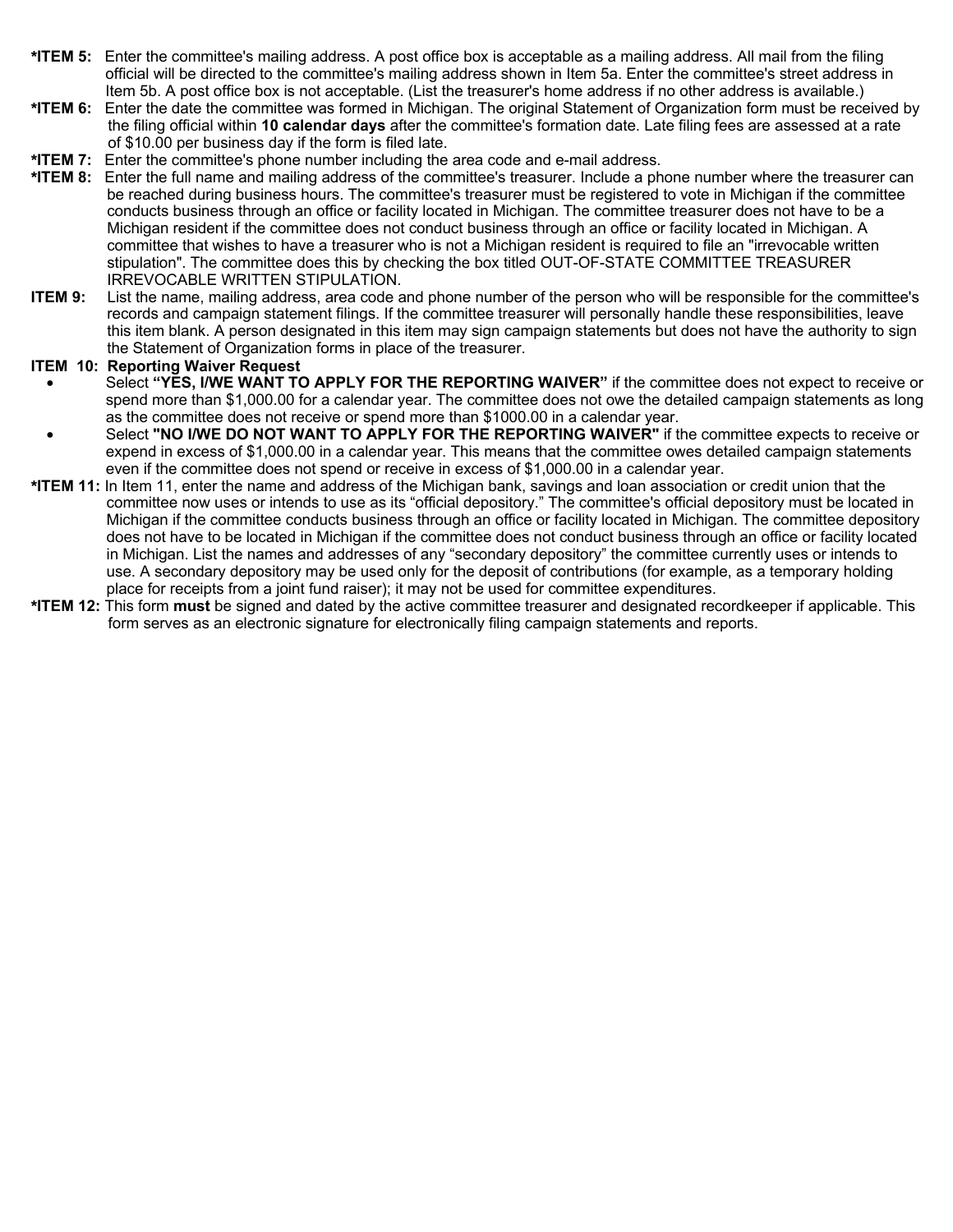**\*ITEM 5:** Enter the committee's mailing address. A post office box is acceptable as a mailing address. All mail from the filing official will be directed to the committee's mailing address shown in Item 5a. Enter the committee's street address in Item 5b. A post office box is not acceptable. (List the treasurer's home address if no other address is available.)

**\*ITEM 6:** Enter the date the committee was formed in Michigan. The original Statement of Organization form must be received by the filing official within **10 calendar days** after the committee's formation date. Late filing fees are assessed at a rate of $10.00 per business day if the form is filed late.

**\*ITEM 7:** Enter the committee's phone number including the area code and e-mail address.

**\*ITEM 8:** Enter the full name and mailing address of the committee's treasurer. Include a phone number where the treasurer can be reached during business hours. The committee's treasurer must be registered to vote in Michigan if the committee conducts business through an office or facility located in Michigan. The committee treasurer does not have to be a Michigan resident if the committee does not conduct business through an office or facility located in Michigan. A committee that wishes to have a treasurer who is not a Michigan resident is required to file an "irrevocable written stipulation". The committee does this by checking the box titled OUT-OF-STATE COMMITTEE TREASURER IRREVOCABLE WRITTEN STIPULATION.

**ITEM 9:** List the name, mailing address, area code and phone number of the person who will be responsible for the committee's records and campaign statement filings. If the committee treasurer will personally handle these responsibilities, leave this item blank. A person designated in this item may sign campaign statements but does not have the authority to sign the Statement of Organization forms in place of the treasurer.

**ITEM 10: Reporting Waiver Request**

- Select **"YES, I/WE WANT TO APPLY FOR THE REPORTING WAIVER"** if the committee does not expect to receive or spend more than $1,000.00 for a calendar year. The committee does not owe the detailed campaign statements as long as the committee does not receive or spend more than $1000.00 in a calendar year.
- Select **"NO I/WE DO NOT WANT TO APPLY FOR THE REPORTING WAIVER"** if the committee expects to receive or expend in excess of $1,000.00 in a calendar year. This means that the committee owes detailed campaign statements even if the committee does not spend or receive in excess of $1,000.00 in a calendar year.

**\*ITEM 11:** In Item 11, enter the name and address of the Michigan bank, savings and loan association or credit union that the committee now uses or intends to use as its "official depository." The committee's official depository must be located in Michigan if the committee conducts business through an office or facility located in Michigan. The committee depository does not have to be located in Michigan if the committee does not conduct business through an office or facility located in Michigan. List the names and addresses of any "secondary depository" the committee currently uses or intends to use. A secondary depository may be used only for the deposit of contributions (for example, as a temporary holding place for receipts from a joint fund raiser); it may not be used for committee expenditures.

**\*ITEM 12:** This form **must** be signed and dated by the active committee treasurer and designated recordkeeper if applicable. This form serves as an electronic signature for electronically filing campaign statements and reports.